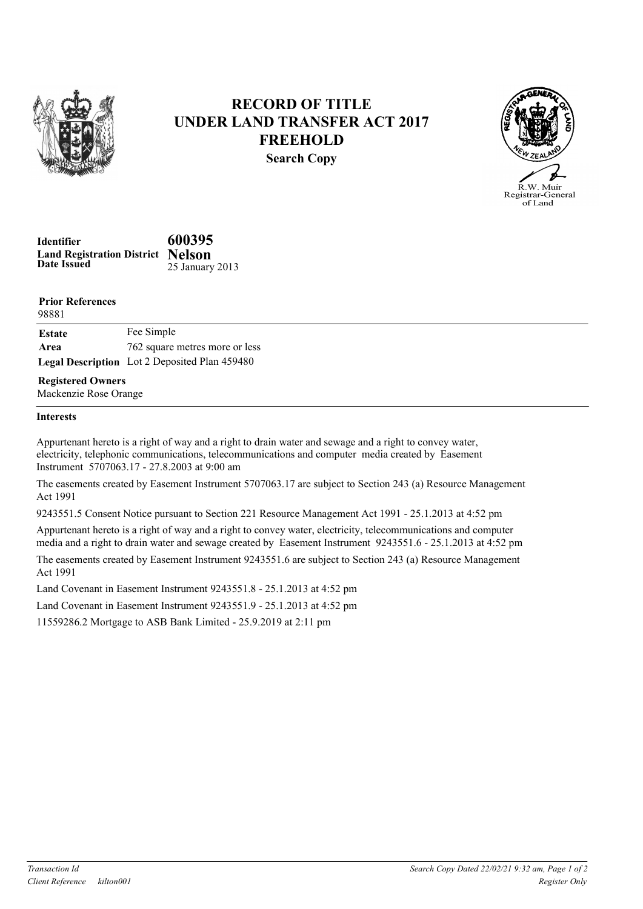# RECORD OF TITLE
## UNDER LAND TRANSFER ACT 2017
## FREEHOLD
### Search Copy

R.W. Muir
Registrar-General of Land

**Identifier** 600395
**Land Registration District** Nelson
**Date Issued** 25 January 2013

**Prior References**
98881

**Estate** Fee Simple
**Area** 762 square metres more or less
**Legal Description** Lot 2 Deposited Plan 459480

**Registered Owners**
Mackenzie Rose Orange

**Interests**

Appurtenant hereto is a right of way and a right to drain water and sewage and a right to convey water, electricity, telephonic communications, telecommunications and computer media created by Easement Instrument 5707063.17 - 27.8.2003 at 9:00 am

The easements created by Easement Instrument 5707063.17 are subject to Section 243 (a) Resource Management Act 1991

9243551.5 Consent Notice pursuant to Section 221 Resource Management Act 1991 - 25.1.2013 at 4:52 pm

Appurtenant hereto is a right of way and a right to convey water, electricity, telecommunications and computer media and a right to drain water and sewage created by Easement Instrument 9243551.6 - 25.1.2013 at 4:52 pm

The easements created by Easement Instrument 9243551.6 are subject to Section 243 (a) Resource Management Act 1991

Land Covenant in Easement Instrument 9243551.8 - 25.1.2013 at 4:52 pm

Land Covenant in Easement Instrument 9243551.9 - 25.1.2013 at 4:52 pm

11559286.2 Mortgage to ASB Bank Limited - 25.9.2019 at 2:11 pm

*Transaction Id*
*Client Reference kilton001*

*Search Copy Dated 22/02/21 9:32 am*
*Register Only*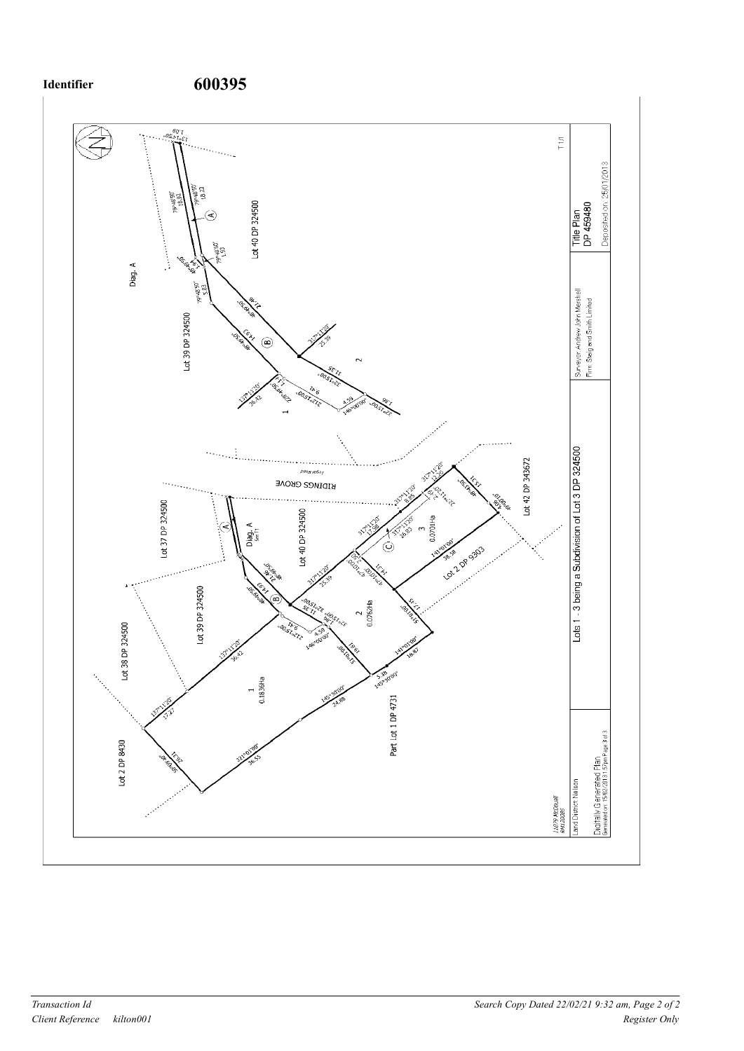**Identifier** **600395**

Diag. A

Lot 40 DP 324500

Lot 39 DP 324500

RIDINGS GROVE

Legal Road

Lot 37 DP 324500

Lot 38 DP 324500

Lot 2 DP 8430

Part Lot 1 DP 4731

Lot 2 DP 9303

Lot 42 DP 343672

1
0.1836Ha

2
0.0762Ha

3
0.0701Ha

Diag. A
See T1

Lots 1 - 3 being a Subdivision of Lot 3 DP 324500

Land District Nelson

Digitally Generated Plan
Generated on 15/02/2013 1:57pm Page 3 of 3

Surveyor: Andrew John Marshall
Firm: Staig and Smith Limited

Title Plan
DP 459480

Deposited on: 25/01/2013

T1/1

11079 MCOWR
RM120085